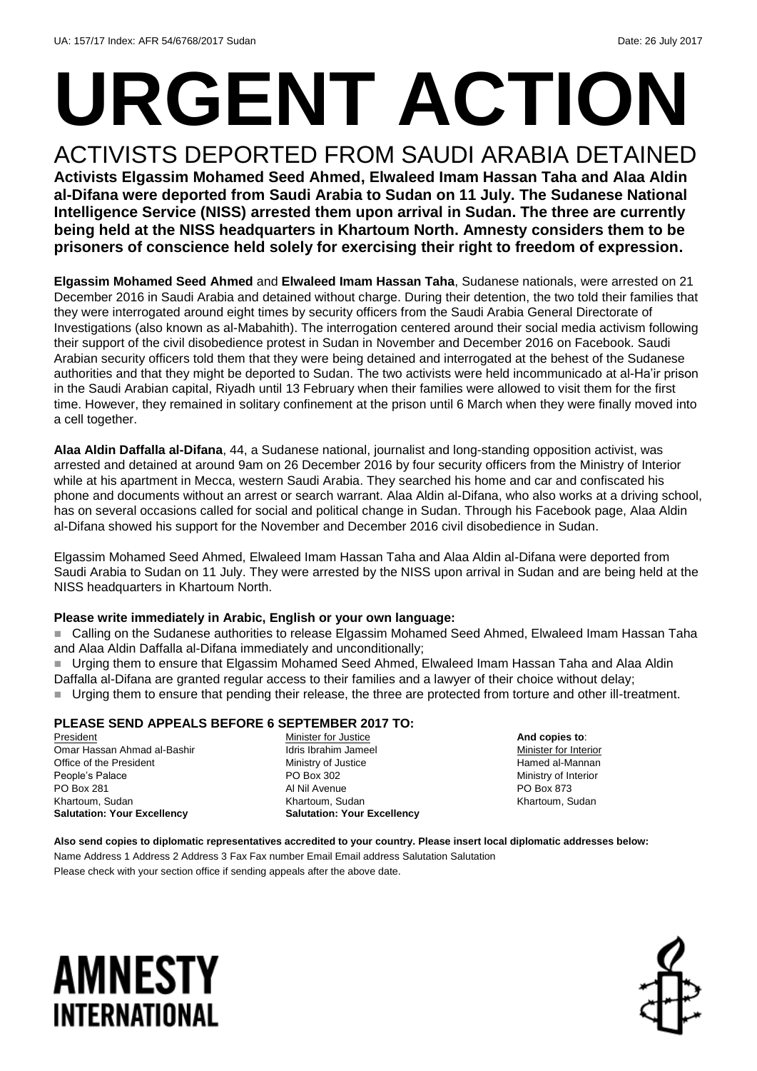UA: 157/17 Index: AFR 54/6768/2017 Sudan Date: 26 July 2017

# URGENT ACTION

## ACTIVISTS DEPORTED FROM SAUDI ARABIA DETAINED

**Activists Elgassim Mohamed Seed Ahmed, Elwaleed Imam Hassan Taha and Alaa Aldin al-Difana were deported from Saudi Arabia to Sudan on 11 July. The Sudanese National Intelligence Service (NISS) arrested them upon arrival in Sudan. The three are currently being held at the NISS headquarters in Khartoum North. Amnesty considers them to be prisoners of conscience held solely for exercising their right to freedom of expression.**

**Elgassim Mohamed Seed Ahmed** and **Elwaleed Imam Hassan Taha**, Sudanese nationals, were arrested on 21 December 2016 in Saudi Arabia and detained without charge. During their detention, the two told their families that they were interrogated around eight times by security officers from the Saudi Arabia General Directorate of Investigations (also known as al-Mabahith). The interrogation centered around their social media activism following their support of the civil disobedience protest in Sudan in November and December 2016 on Facebook. Saudi Arabian security officers told them that they were being detained and interrogated at the behest of the Sudanese authorities and that they might be deported to Sudan. The two activists were held incommunicado at al-Ha'ir prison in the Saudi Arabian capital, Riyadh until 13 February when their families were allowed to visit them for the first time. However, they remained in solitary confinement at the prison until 6 March when they were finally moved into a cell together.

**Alaa Aldin Daffalla al-Difana**, 44, a Sudanese national, journalist and long-standing opposition activist, was arrested and detained at around 9am on 26 December 2016 by four security officers from the Ministry of Interior while at his apartment in Mecca, western Saudi Arabia. They searched his home and car and confiscated his phone and documents without an arrest or search warrant. Alaa Aldin al-Difana, who also works at a driving school, has on several occasions called for social and political change in Sudan. Through his Facebook page, Alaa Aldin al-Difana showed his support for the November and December 2016 civil disobedience in Sudan.

Elgassim Mohamed Seed Ahmed, Elwaleed Imam Hassan Taha and Alaa Aldin al-Difana were deported from Saudi Arabia to Sudan on 11 July. They were arrested by the NISS upon arrival in Sudan and are being held at the NISS headquarters in Khartoum North.

**Please write immediately in Arabic, English or your own language:**

- Calling on the Sudanese authorities to release Elgassim Mohamed Seed Ahmed, Elwaleed Imam Hassan Taha and Alaa Aldin Daffalla al-Difana immediately and unconditionally;
- Urging them to ensure that Elgassim Mohamed Seed Ahmed, Elwaleed Imam Hassan Taha and Alaa Aldin Daffalla al-Difana are granted regular access to their families and a lawyer of their choice without delay;
- Urging them to ensure that pending their release, the three are protected from torture and other ill-treatment.

**PLEASE SEND APPEALS BEFORE 6 SEPTEMBER 2017 TO:**

President
Omar Hassan Ahmad al-Bashir
Office of the President
People's Palace
PO Box 281
Khartoum, Sudan
**Salutation: Your Excellency**

Minister for Justice
Idris Ibrahim Jameel
Ministry of Justice
PO Box 302
Al Nil Avenue
Khartoum, Sudan
**Salutation: Your Excellency**

**And copies to**:
Minister for Interior
Hamed al-Mannan
Ministry of Interior
PO Box 873
Khartoum, Sudan

**Also send copies to diplomatic representatives accredited to your country. Please insert local diplomatic addresses below:**
Name Address 1 Address 2 Address 3 Fax Fax number Email Email address Salutation Salutation
Please check with your section office if sending appeals after the above date.

AMNESTY INTERNATIONAL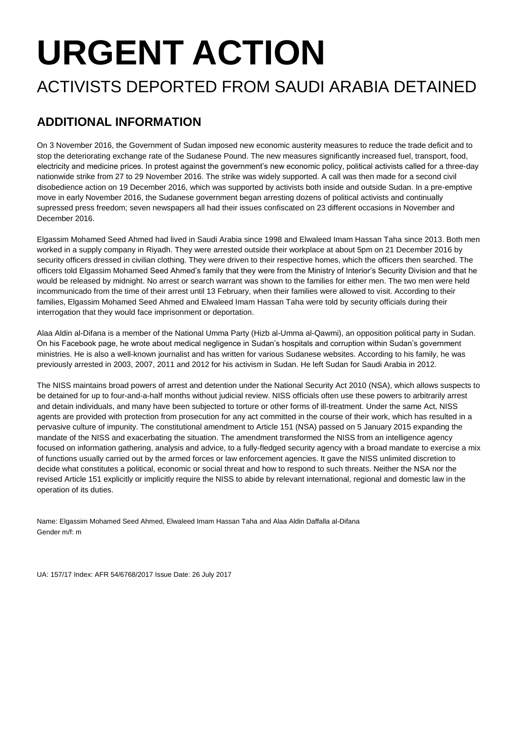# URGENT ACTION

## ACTIVISTS DEPORTED FROM SAUDI ARABIA DETAINED

### ADDITIONAL INFORMATION

On 3 November 2016, the Government of Sudan imposed new economic austerity measures to reduce the trade deficit and to stop the deteriorating exchange rate of the Sudanese Pound. The new measures significantly increased fuel, transport, food, electricity and medicine prices. In protest against the government's new economic policy, political activists called for a three-day nationwide strike from 27 to 29 November 2016. The strike was widely supported. A call was then made for a second civil disobedience action on 19 December 2016, which was supported by activists both inside and outside Sudan. In a pre-emptive move in early November 2016, the Sudanese government began arresting dozens of political activists and continually supressed press freedom; seven newspapers all had their issues confiscated on 23 different occasions in November and December 2016.

Elgassim Mohamed Seed Ahmed had lived in Saudi Arabia since 1998 and Elwaleed Imam Hassan Taha since 2013. Both men worked in a supply company in Riyadh. They were arrested outside their workplace at about 5pm on 21 December 2016 by security officers dressed in civilian clothing. They were driven to their respective homes, which the officers then searched. The officers told Elgassim Mohamed Seed Ahmed's family that they were from the Ministry of Interior's Security Division and that he would be released by midnight. No arrest or search warrant was shown to the families for either men. The two men were held incommunicado from the time of their arrest until 13 February, when their families were allowed to visit. According to their families, Elgassim Mohamed Seed Ahmed and Elwaleed Imam Hassan Taha were told by security officials during their interrogation that they would face imprisonment or deportation.

Alaa Aldin al-Difana is a member of the National Umma Party (Hizb al-Umma al-Qawmi), an opposition political party in Sudan. On his Facebook page, he wrote about medical negligence in Sudan's hospitals and corruption within Sudan's government ministries. He is also a well-known journalist and has written for various Sudanese websites. According to his family, he was previously arrested in 2003, 2007, 2011 and 2012 for his activism in Sudan. He left Sudan for Saudi Arabia in 2012.

The NISS maintains broad powers of arrest and detention under the National Security Act 2010 (NSA), which allows suspects to be detained for up to four-and-a-half months without judicial review. NISS officials often use these powers to arbitrarily arrest and detain individuals, and many have been subjected to torture or other forms of ill-treatment. Under the same Act, NISS agents are provided with protection from prosecution for any act committed in the course of their work, which has resulted in a pervasive culture of impunity. The constitutional amendment to Article 151 (NSA) passed on 5 January 2015 expanding the mandate of the NISS and exacerbating the situation. The amendment transformed the NISS from an intelligence agency focused on information gathering, analysis and advice, to a fully-fledged security agency with a broad mandate to exercise a mix of functions usually carried out by the armed forces or law enforcement agencies. It gave the NISS unlimited discretion to decide what constitutes a political, economic or social threat and how to respond to such threats. Neither the NSA nor the revised Article 151 explicitly or implicitly require the NISS to abide by relevant international, regional and domestic law in the operation of its duties.

Name: Elgassim Mohamed Seed Ahmed, Elwaleed Imam Hassan Taha and Alaa Aldin Daffalla al-Difana
Gender m/f: m

UA: 157/17 Index: AFR 54/6768/2017 Issue Date: 26 July 2017